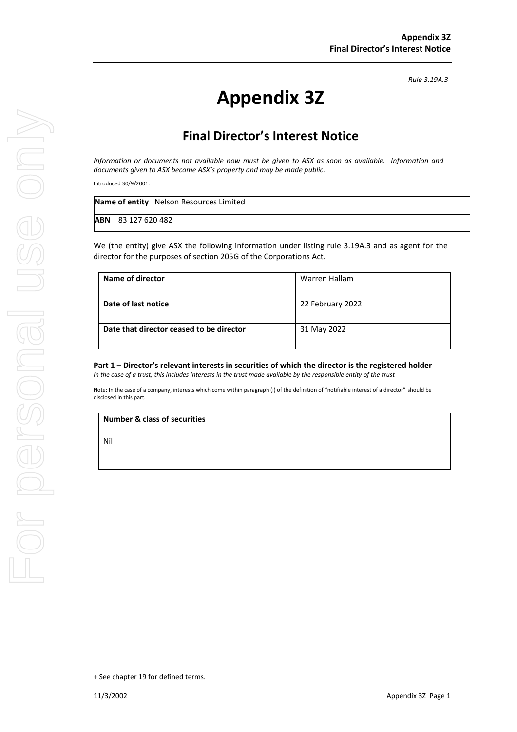*Rule 3.19A.3*

# Appendix 3Z

## Final Director's Interest Notice

*Information or documents not available now must be given to ASX as soon as available. Information and documents given to ASX become ASX's property and may be made public.*

Introduced 30/9/2001.

| **Name of entity** Nelson Resources Limited |
|---|
| **ABN** 83 127 620 482 |

We (the entity) give ASX the following information under listing rule 3.19A.3 and as agent for the director for the purposes of section 205G of the Corporations Act.

| **Name of director** | Warren Hallam |
|---|---|
| **Date of last notice** | 22 February 2022 |
| **Date that director ceased to be director** | 31 May 2022 |

**Part 1 – Director's relevant interests in securities of which the director is the registered holder**
*In the case of a trust, this includes interests in the trust made available by the responsible entity of the trust*

Note: In the case of a company, interests which come within paragraph (i) of the definition of "notifiable interest of a director" should be disclosed in this part.

| **Number & class of securities** |
|---|
| Nil |

+ See chapter 19 for defined terms.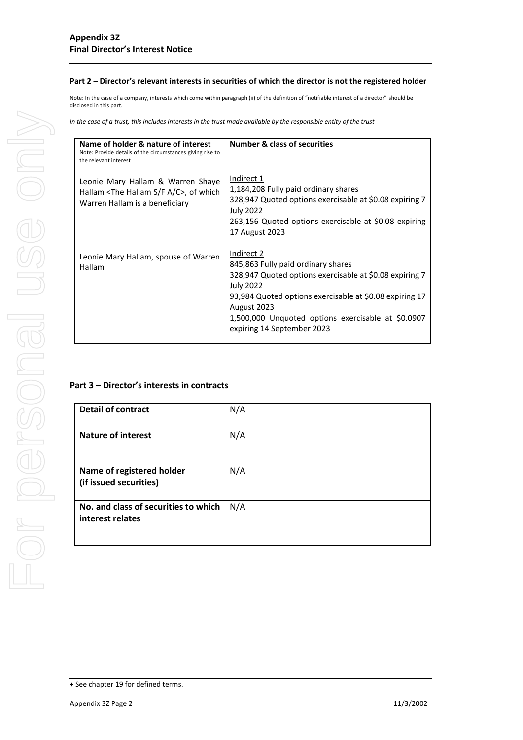## Part 2 – Director's relevant interests in securities of which the director is not the registered holder

Note: In the case of a company, interests which come within paragraph (ii) of the definition of "notifiable interest of a director" should be disclosed in this part.

*In the case of a trust, this includes interests in the trust made available by the responsible entity of the trust*

| **Name of holder & nature of interest**<br>Note: Provide details of the circumstances giving rise to the relevant interest | **Number & class of securities** |
|---|---|
| Leonie Mary Hallam & Warren Shaye Hallam <The Hallam S/F A/C>, of which Warren Hallam is a beneficiary | Indirect 1<br>1,184,208 Fully paid ordinary shares<br>328,947 Quoted options exercisable at $0.08 expiring 7 July 2022<br>263,156 Quoted options exercisable at $0.08 expiring 17 August 2023 |
| Leonie Mary Hallam, spouse of Warren Hallam | Indirect 2<br>845,863 Fully paid ordinary shares<br>328,947 Quoted options exercisable at $0.08 expiring 7 July 2022<br>93,984 Quoted options exercisable at $0.08 expiring 17 August 2023<br>1,500,000 Unquoted options exercisable at $0.0907 expiring 14 September 2023 |

## Part 3 – Director's interests in contracts

| | |
|---|---|
| **Detail of contract** | N/A |
| **Nature of interest** | N/A |
| **Name of registered holder (if issued securities)** | N/A |
| **No. and class of securities to which interest relates** | N/A |

+ See chapter 19 for defined terms.